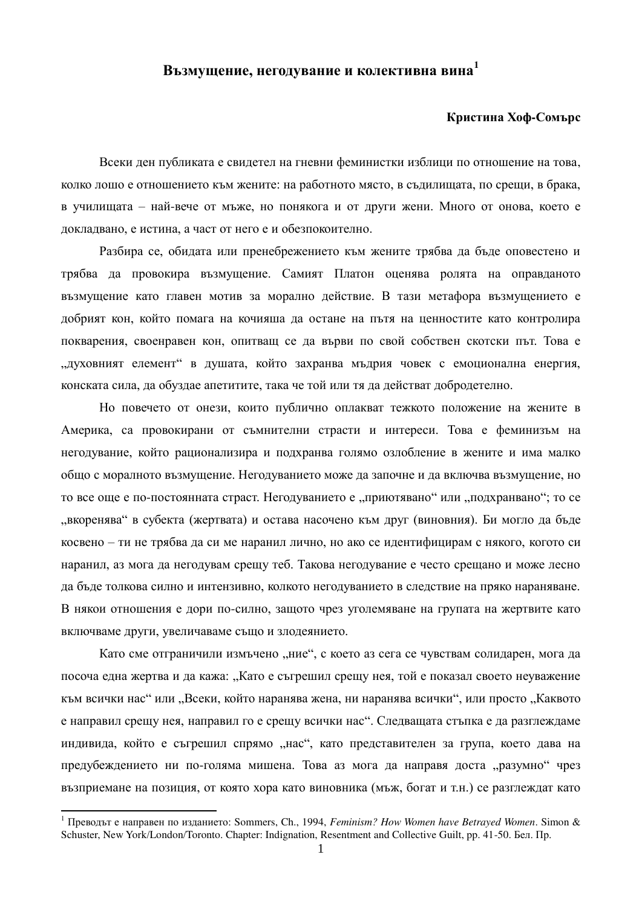# Възмущение, негодувание и колективна вина[1]

**Кристина Хоф-Сомърс**

Всеки ден публиката е свидетел на гневни феминистки изблици по отношение на това, колко лошо е отношението към жените: на работното място, в съдилищата, по срещи, в брака, в училищата – най-вече от мъже, но понякога и от други жени. Много от онова, което е докладвано, е истина, а част от него е и обезпокоително.

Разбира се, обидата или пренебрежението към жените трябва да бъде оповестено и трябва да провокира възмущение. Самият Платон оценява ролята на оправданото възмущение като главен мотив за морално действие. В тази метафора възмущението е добрият кон, който помага на кочияша да остане на пътя на ценностите като контролира покварения, своенравен кон, опитващ се да върви по свой собствен скотски път. Това е „духовният елемент" в душата, който захранва мъдрия човек с емоционална енергия, конската сила, да обуздае апетитите, така че той или тя да действат добродетелно.

Но повечето от онези, които публично оплакват тежкото положение на жените в Америка, са провокирани от съмнителни страсти и интереси. Това е феминизъм на негодувание, който рационализира и подхранва голямо озлобление в жените и има малко общо с моралното възмущение. Негодуванието може да започне и да включва възмущение, но то все още е по-постоянната страст. Негодуванието е „приютявано" или „подхранвано"; то се „вкоренява" в субекта (жертвата) и остава насочено към друг (виновния). Би могло да бъде косвено – ти не трябва да си ме наранил лично, но ако се идентифицирам с някого, когото си наранил, аз мога да негодувам срещу теб. Такова негодувание е често срещано и може лесно да бъде толкова силно и интензивно, колкото негодуванието в следствие на пряко нараняване. В някои отношения е дори по-силно, защото чрез уголемяване на групата на жертвите като включваме други, увеличаваме също и злодеянието.

Като сме отграничили измъчено „ние", с което аз сега се чувствам солидарен, мога да посоча една жертва и да кажа: „Като е съгрешил срещу нея, той е показал своето неуважение към всички нас" или „Всеки, който наранява жена, ни наранява всички", или просто „Каквото е направил срещу нея, направил го е срещу всички нас". Следващата стъпка е да разглеждаме индивида, който е съгрешил спрямо „нас", като представителен за група, което дава на предубеждението ни по-голяма мишена. Това аз мога да направя доста „разумно" чрез възприемане на позиция, от която хора като виновника (мъж, богат и т.н.) се разглеждат като

---

[1] Преводът е направен по изданието: Sommers, Ch., 1994, *Feminism? How Women have Betrayed Women*. Simon & Schuster, New York/London/Toronto. Chapter: Indignation, Resentment and Collective Guilt, pp. 41-50. Бел. Пр.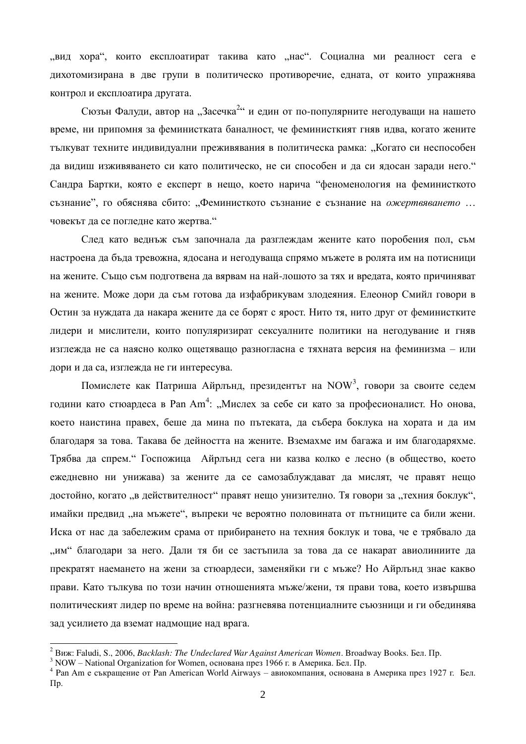„вид хора“, които експлоатират такива като „нас“. Социална ми реалност сега е дихотомизирана в две групи в политическо противоречие, едната, от които упражнява контрол и експлоатира другата.

Сюзън Фалуди, автор на „Засечка[2]“ и един от по-популярните негодуващи на нашето време, ни припомня за феминистката баналност, че феминисткият гняв идва, когато жените тълкуват техните индивидуални преживявания в политическа рамка: „Когато си неспособен да видиш изживяването си като политическо, не си способен и да си ядосан заради него.“ Сандра Бартки, която е експерт в нещо, което нарича “феноменология на феминисткото съзнание”, го обяснява сбито: „Феминисткото съзнание е съзнание на *ожертвяването* … човекът да се погледне като жертва.“

След като веднъж съм започнала да разглеждам жените като поробения пол, съм настроена да бъда тревожна, ядосана и негодуваща спрямо мъжете в ролята им на потисници на жените. Също съм подготвена да вярвам на най-лошото за тях и вредата, която причиняват на жените. Може дори да съм готова да изфабрикувам злодеяния. Елеонор Смийл говори в Остин за нуждата да накара жените да се борят с ярост. Нито тя, нито друг от феминистките лидери и мислители, които популяризират сексуалните политики на негодувание и гняв изглежда не са наясно колко ощетяващо разногласна е тяхната версия на феминизма – или дори и да са, изглежда не ги интересува.

Помислете как Патриша Айрлънд, президентът на NOW[3], говори за своите седем години като стюардеса в Pan Am[4]: „Мислех за себе си като за професионалист. Но онова, което наистина правех, беше да мина по пътеката, да събера боклука на хората и да им благодаря за това. Такава бе дейността на жените. Вземахме им багажа и им благодаряхме. Трябва да спрем.“ Госпожица  Айрлънд сега ни казва колко е лесно (в общество, което ежедневно ни унижава) за жените да се самозаблуждават да мислят, че правят нещо достойно, когато „в действителност“ правят нещо унизително. Тя говори за „техния боклук“, имайки предвид „на мъжете“, въпреки че вероятно половината от пътниците са били жени. Иска от нас да забележим срама от прибирането на техния боклук и това, че е трябвало да „им“ благодари за него. Дали тя би се застъпила за това да се накарат авиолиниите да прекратят наемането на жени за стюардеси, заменяйки ги с мъже? Но Айрлънд знае какво прави. Като тълкува по този начин отношенията мъже/жени, тя прави това, което извършва политическият лидер по време на война: разгневява потенциалните съюзници и ги обединява зад усилието да вземат надмощие над врага.

---

[2] Виж: Faludi, S., 2006, *Backlash: The Undeclared War Against American Women*. Broadway Books. Бел. Пр.

[3] NOW – National Organization for Women, основана през 1966 г. в Америка. Бел. Пр.

[4] Pan Am е съкращение от Pan American World Airways – авиокомпания, основана в Америка през 1927 г.  Бел. Пр.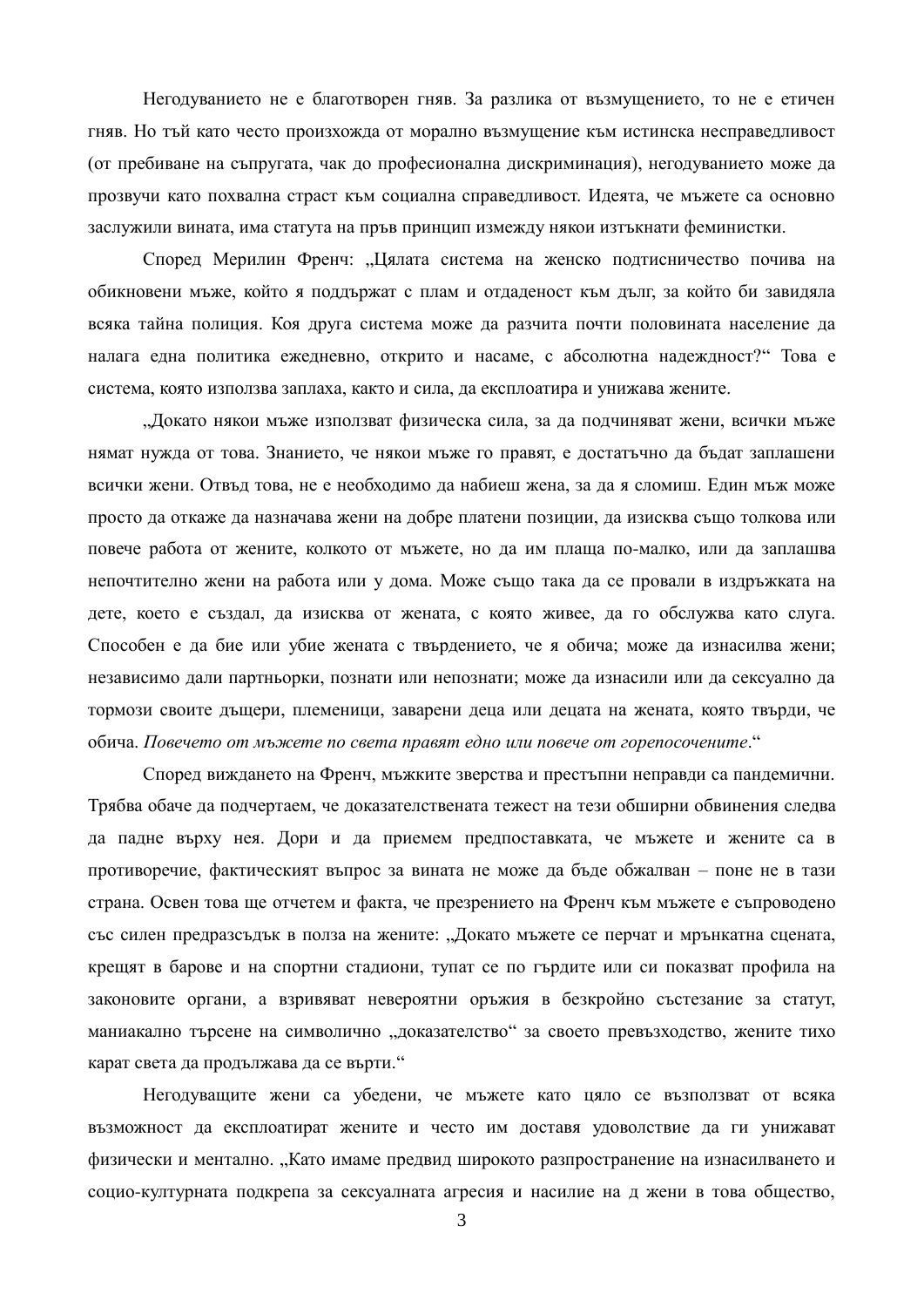Негодуванието не е благотворен гняв. За разлика от възмущението, то не е етичен гняв. Но тъй като често произхожда от морално възмущение към истинска несправедливост (от пребиване на съпругата, чак до професионална дискриминация), негодуванието може да прозвучи като похвална страст към социална справедливост. Идеята, че мъжете са основно заслужили вината, има статута на пръв принцип измежду някои изтъкнати феминистки.

Според Мерилин Френч: „Цялата система на женско подтисничество почива на обикновени мъже, който я поддържат с плам и отдаденост към дълг, за който би завидяла всяка тайна полиция. Коя друга система може да разчита почти половината население да налага една политика ежедневно, открито и насаме, с абсолютна надеждност?“ Това е система, която използва заплаха, както и сила, да експлоатира и унижава жените.

„Докато някои мъже използват физическа сила, за да подчиняват жени, всички мъже нямат нужда от това. Знанието, че някои мъже го правят, е достатъчно да бъдат заплашени всички жени. Отвъд това, не е необходимо да набиеш жена, за да я сломиш. Един мъж може просто да откаже да назначава жени на добре платени позиции, да изисква също толкова или повече работа от жените, колкото от мъжете, но да им плаща по-малко, или да заплашва непочтително жени на работа или у дома. Може също така да се провали в издръжката на дете, което е създал, да изисква от жената, с която живее, да го обслужва като слуга. Способен е да бие или убие жената с твърдението, че я обича; може да изнасилва жени; независимо дали партньорки, познати или непознати; може да изнасили или да сексуално да тормози своите дъщери, племеници, заварени деца или децата на жената, която твърди, че обича. *Повечето от мъжете по света правят едно или повече от горепосочените*.“

Според виждането на Френч, мъжките зверства и престъпни неправди са пандемични. Трябва обаче да подчертаем, че доказателствената тежест на тези обширни обвинения следва да падне върху нея. Дори и да приемем предпоставката, че мъжете и жените са в противоречие, фактическият въпрос за вината не може да бъде обжалван – поне не в тази страна. Освен това ще отчетем и факта, че презрението на Френч към мъжете е съпроводено със силен предразсъдък в полза на жените: „Докато мъжете се перчат и мрънкатна сцената, крещят в барове и на спортни стадиони, тупат се по гърдите или си показват профила на законовите органи, а взривяват невероятни оръжия в безкройно състезание за статут, маниакално търсене на символично „доказателство“ за своето превъзходство, жените тихо карат света да продължава да се върти.“

Негодуващите жени са убедени, че мъжете като цяло се възползват от всяка възможност да експлоатират жените и често им доставя удоволствие да ги унижават физически и ментално. „Като имаме предвид широкото разпространение на изнасилването и социо-културната подкрепа за сексуалната агресия и насилие на д жени в това общество,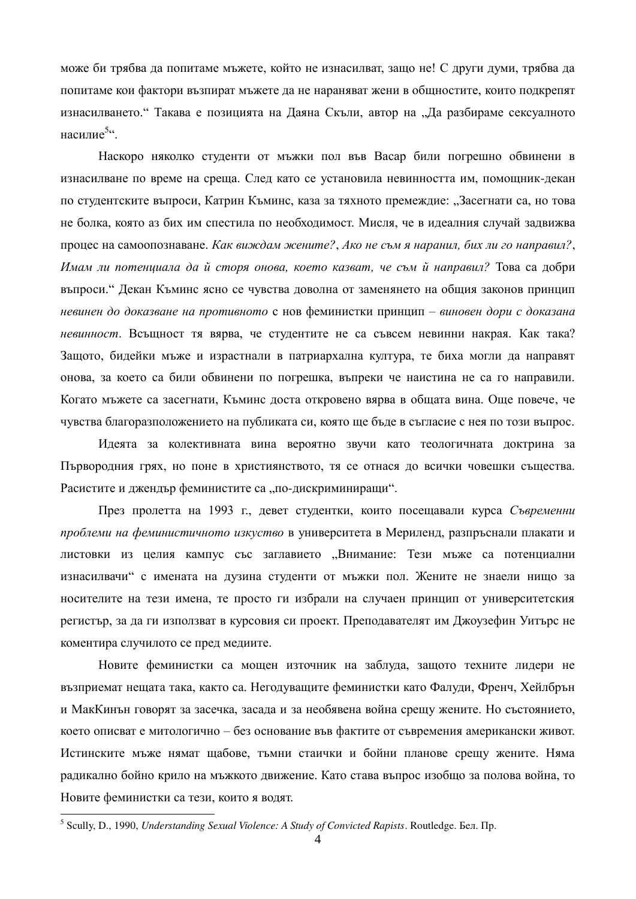може би трябва да попитаме мъжете, който не изнасилват, защо не! С други думи, трябва да попитаме кои фактори възпират мъжете да не нараняват жени в общностите, които подкрепят изнасилването.“ Такава е позицията на Даяна Скъли, автор на „Да разбираме сексуалното насилие[5]“.

Наскоро няколко студенти от мъжки пол във Васар били погрешно обвинени в изнасилване по време на среща. След като се установила невинността им, помощник-декан по студентските въпроси, Катрин Къминс, каза за тяхното премеждие: „Засегнати са, но това не болка, която аз бих им спестила по необходимост. Мисля, че в идеалния случай задвижва процес на самоопознаване. *Как виждам жените?*, *Ако не съм я наранил, бих ли го направил?*, *Имам ли потенциала да ѝ сторя онова, което казват, че съм ѝ направил?* Това са добри въпроси.“ Декан Къминс ясно се чувства доволна от заменянето на общия законов принцип *невинен до доказване на противното* с нов феминистки принцип – *виновен дори с доказана невинност*. Всъщност тя вярва, че студентите не са съвсем невинни накрая. Как така? Защото, бидейки мъже и израстнали в патриархална култура, те биха могли да направят онова, за което са били обвинени по погрешка, въпреки че наистина не са го направили. Когато мъжете са засегнати, Къминс доста откровено вярва в общата вина. Още повече, че чувства благоразположението на публиката си, която ще бъде в съгласие с нея по този въпрос.

Идеята за колективната вина вероятно звучи като теологичната доктрина за Първородния грях, но поне в християнството, тя се отнася до всички човешки същества. Расистите и джендър феминистите са „по-дискриминиращи“.

През пролетта на 1993 г., девет студентки, които посещавали курса *Съвременни проблеми на феминистичното изкуство* в университета в Мериленд, разпръснали плакати и листовки из целия кампус със заглавието „Внимание: Тези мъже са потенциални изнасилвачи“ с имената на дузина студенти от мъжки пол. Жените не знаели нищо за носителите на тези имена, те просто ги избрали на случаен принцип от университетския регистър, за да ги използват в курсовия си проект. Преподавателят им Джоузефин Уитърс не коментира случилото се пред медиите.

Новите феминистки са мощен източник на заблуда, защото техните лидери не възприемат нещата така, както са. Негодуващите феминистки като Фалуди, Френч, Хейлбрън и МакКинън говорят за засечка, засада и за необявена война срещу жените. Но състоянието, което описват е митологично – без основание във фактите от съвремения американски живот. Истинските мъже нямат щабове, тъмни стаички и бойни планове срещу жените. Няма радикално бойно крило на мъжкото движение. Като става въпрос изобщо за полова война, то Новите феминистки са тези, които я водят.

---

[5] Scully, D., 1990, *Understanding Sexual Violence: A Study of Convicted Rapists*. Routledge. Бел. Пр.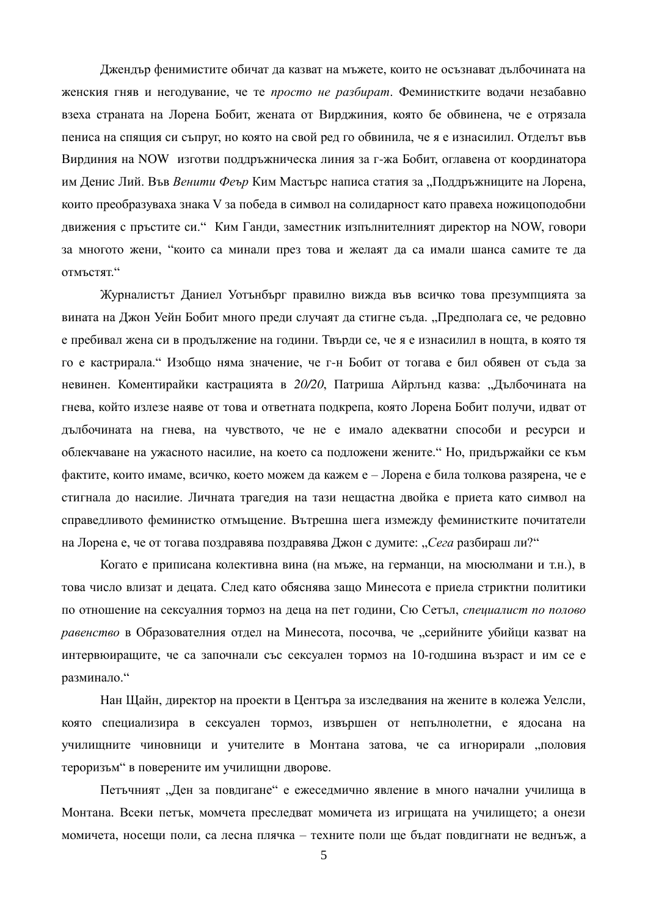Джендър фенимистите обичат да казват на мъжете, които не осъзнават дълбочината на женския гняв и негодуване, че те *просто не разбират*. Феминистките водачи незабавно взеха страната на Лорена Бобит, жената от Вирджиния, която бе обвинена, че е отрязала пениса на спящия си съпруг, но която на свой ред го обвинила, че я е изнасилил. Отделът във Вирдиния на NOW изготви поддръжническа линия за г-жа Бобит, оглавена от координатора им Денис Лий. Във *Венити Феър* Ким Мастърс написа статия за „Поддръжниците на Лорена, които преобразуваха знака V за победа в символ на солидарност като правеха ножицоподобни движения с пръстите си." Ким Ганди, заместник изпълнителният директор на NOW, говори за многото жени, "които са минали през това и желаят да са имали шанса самите те да отмъстят."

Журналистът Даниел Уотънбърг правилно вижда във всичко това презумпцията за вината на Джон Уейн Бобит много преди случаят да стигне съда. „Предполага се, че редовно е пребивал жена си в продължение на години. Твърди се, че я е изнасилил в нощта, в която тя го е кастрирала." Изобщо няма значение, че г-н Бобит от тогава е бил обявен от съда за невинен. Коментирайки кастрацията в *20/20*, Патриша Айрлънд казва: „Дълбочината на гнева, който излезе наяве от това и ответната подкрепа, която Лорена Бобит получи, идват от дълбочината на гнева, на чувството, че не е имало адекватни способи и ресурси и облекчаване на ужасното насилие, на което са подложени жените." Но, придържайки се към фактите, които имаме, всичко, което можем да кажем е – Лорена е била толкова разярена, че е стигнала до насилие. Личната трагедия на тази нещастна двойка е приета като символ на справедливото феминистко отмъщение. Вътрешна шега измежду феминистките почитатели на Лорена е, че от тогава поздравява поздравява Джон с думите: „*Сега* разбираш ли?"

Когато е приписана колективна вина (на мъже, на германци, на мюсюлмани и т.н.), в това число влизат и децата. След като обяснява защо Минесота е приела стриктни политики по отношение на сексуалния тормоз на деца на пет години, Сю Сетъл, *специалист по полово равенство* в Образователния отдел на Минесота, посочва, че „серийните убийци казват на интервюиращите, че са започнали със сексуален тормоз на 10-годшина възраст и им се е разминало."

Нан Щайн, директор на проекти в Центъра за изследвания на жените в колежа Уелсли, която специализира в сексуален тормоз, извършен от непълнолетни, е ядосана на училищните чиновници и учителите в Монтана затова, че са игнорирали „половия тероризъм" в поверените им училищни дворове.

Петъчният „Ден за повдигане" е ежеседмично явление в много начални училища в Монтана. Всеки петък, момчета преследват момичета из игрищата на училището; а онези момичета, носещи поли, са лесна плячка – техните поли ще бъдат повдигнати не веднъж, а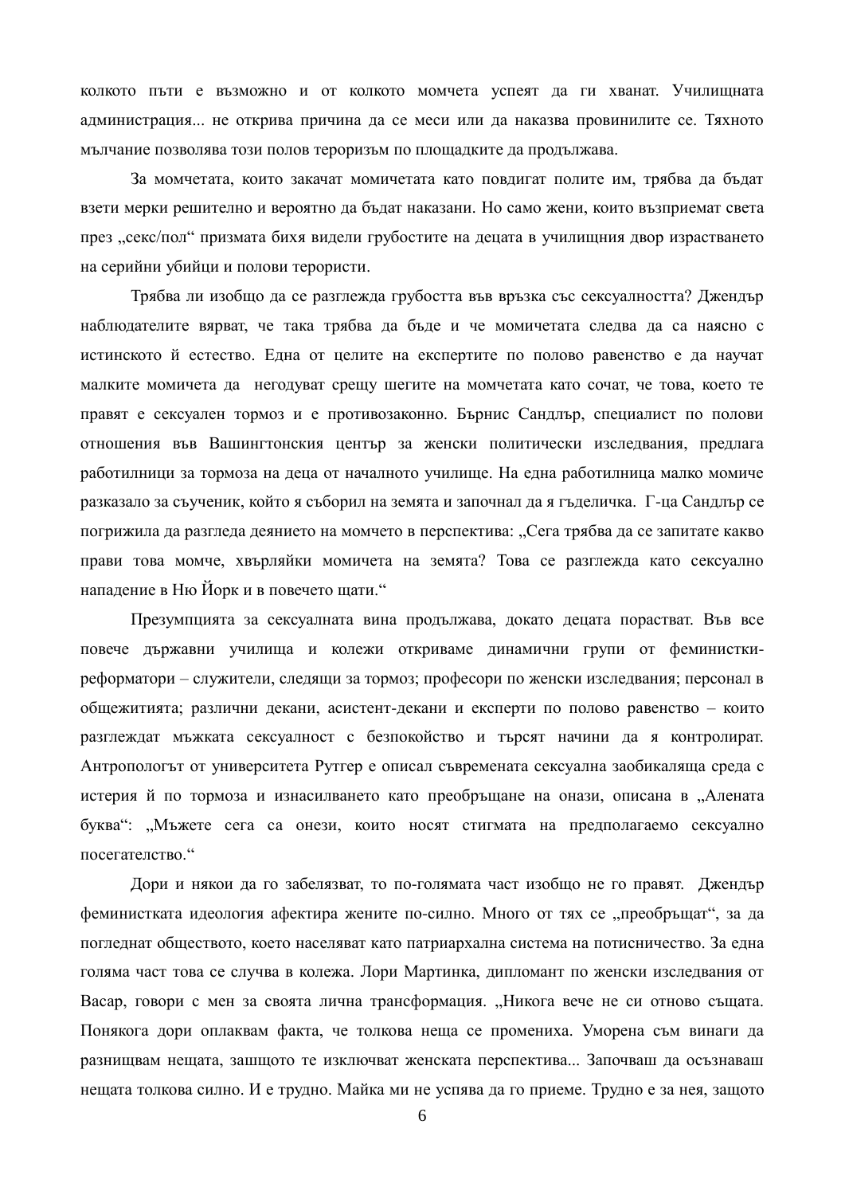колкото пъти е възможно и от колкото момчета успеят да ги хванат. Училищната администрация... не открива причина да се меси или да наказва провинилите се. Тяхното мълчание позволява този полов тероризъм по площадките да продължава.

За момчетата, които закачат момичетата като повдигат полите им, трябва да бъдат взети мерки решително и вероятно да бъдат наказани. Но само жени, които възприемат света през „секс/пол“ призмата бихя видели грубостите на децата в училищния двор израстването на серийни убийци и полови терористи.

Трябва ли изобщо да се разглежда грубостта във връзка със сексуалността? Джендър наблюдателите вярват, че така трябва да бъде и че момичетата следва да са наясно с истинското й естество. Една от целите на експертите по полово равенство е да научат малките момичета да негодуват срещу шегите на момчетата като сочат, че това, което те правят е сексуален тормоз и е противозаконно. Бърнис Сандлър, специалист по полови отношения във Вашингтонския център за женски политически изследвания, предлага работилници за тормоза на деца от началното училище. На една работилница малко момиче разказало за съученик, който я съборил на земята и започнал да я гъделичка. Г-ца Сандлър се погрижила да разгледа деянието на момчето в перспектива: „Сега трябва да се запитате какво прави това момче, хвърляйки момичета на земята? Това се разглежда като сексуално нападение в Ню Йорк и в повечето щати.“

Презумпцията за сексуалната вина продължава, докато децата порастват. Във все повече държавни училища и колежи откриваме динамични групи от феминистки-реформатори – служители, следящи за тормоз; професори по женски изследвания; персонал в общежитията; различни декани, асистент-декани и експерти по полово равенство – които разглеждат мъжката сексуалност с безпокойство и търсят начини да я контролират. Антропологът от университета Рутгер е описал съвремената сексуална заобикаляща среда с истерия й по тормоза и изнасилването като преобръщане на онази, описана в „Алената буква“: „Мъжете сега са онези, които носят стигмата на предполагаемо сексуално посегателство.“

Дори и някои да го забелязват, то по-голямата част изобщо не го правят. Джендър феминистката идеология афектира жените по-силно. Много от тях се „преобръщат“, за да погледнат обществото, което населяват като патриархална система на потисничество. За една голяма част това се случва в колежа. Лори Мартинка, дипломант по женски изследвания от Васар, говори с мен за своята лична трансформация. „Никога вече не си отново същата. Понякога дори оплаквам факта, че толкова неща се промениха. Уморена съм винаги да разнищвам нещата, зашщото те изключват женската перспектива... Започваш да осъзнаваш нещата толкова силно. И е трудно. Майка ми не успява да го приеме. Трудно е за нея, защото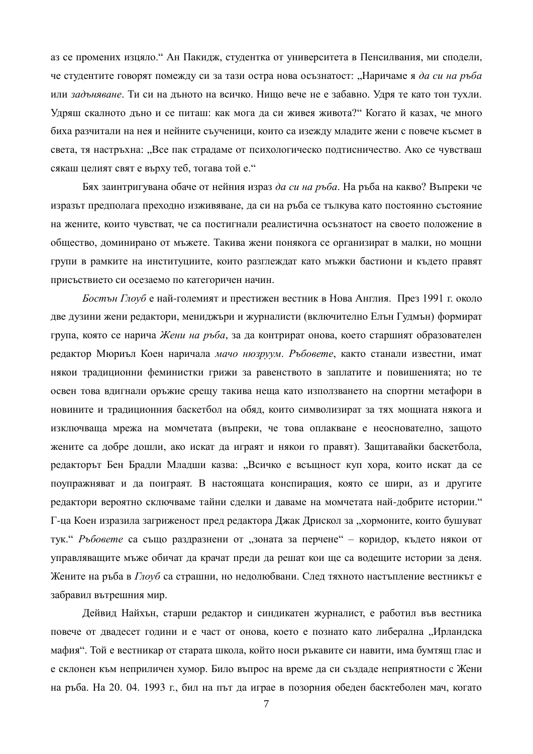аз се промених изцяло.“ Ан Пакидж, студентка от университета в Пенсилвания, ми сподели, че студентите говорят помежду си за тази остра нова осъзнатост: „Наричаме я *да си на ръба* или *задъняване*. Ти си на дъното на всичко. Нищо вече не е забавно. Удря те като тон тухли. Удряш скалното дъно и се питаш: как мога да си живея живота?“ Когато й казах, че много биха разчитали на нея и нейните съученици, които са изежду младите жени с повече късмет в света, тя настръхна: „Все пак страдаме от психологическо подтисничество. Ако се чувстваш сякаш целият свят е върху теб, тогава той е.“

Бях заинтригувана обаче от нейния израз *да си на ръба*. На ръба на какво? Въпреки че изразът предполага преходно изживяване, да си на ръба се тълкува като постоянно състояние на жените, които чувстват, че са постигнали реалистична осъзнатост на своето положение в общество, доминирано от мъжете. Такива жени понякога се организират в малки, но мощни групи в рамките на институциите, които разглеждат като мъжки бастиони и където правят присъствието си осезаемо по категоричен начин.

*Бостън Глоуб* е най-големият и престижен вестник в Нова Англия. През 1991 г. около две дузини жени редактори, мениджъри и журналисти (включително Елън Гудмън) формират група, която се нарича *Жени на ръба*, за да контрират онова, което старшият образователен редактор Мюриъл Коен наричала *мачо нюзруум*. *Ръбовете*, както станали известни, имат някои традиционни феминистки грижи за равенството в заплатите и повишенията; но те освен това вдигнали оръжие срещу такива неща като използването на спортни метафори в новините и традиционния баскетбол на обяд, които символизират за тях мощната някога и изключваща мрежа на момчетата (въпреки, че това оплакване е неоснователно, защото жените са добре дошли, ако искат да играят и някои го правят). Защитавайки баскетбола, редакторът Бен Брадли Младши казва: „Всичко е всъщност куп хора, които искат да се поупражняват и да поиграят. В настоящата конспирация, която се шири, аз и другите редактори вероятно сключваме тайни сделки и даваме на момчетата най-добрите истории.“ Г-ца Коен изразила загриженост пред редактора Джак Дрискол за „хормоните, които бушуват тук.“ *Ръбовете* са също раздразнени от „зоната за перчене“ – коридор, където някои от управляващите мъже обичат да крачат преди да решат кои ще са водещите истории за деня. Жените на ръба в *Глоуб* са страшни, но недолюбвани. След тяхното настъпление вестникът е забравил вътрешния мир.

Дейвид Найхън, старши редактор и синдикатен журналист, е работил във вестника повече от двадесет години и е част от онова, което е познато като либерална „Ирландска мафия“. Той е вестникар от старата школа, който носи ръкавите си навити, има бумтящ глас и е склонен към неприличен хумор. Било въпрос на време да си създаде неприятности с Жени на ръба. На 20. 04. 1993 г., бил на път да играе в позорния обеден басктеболен мач, когато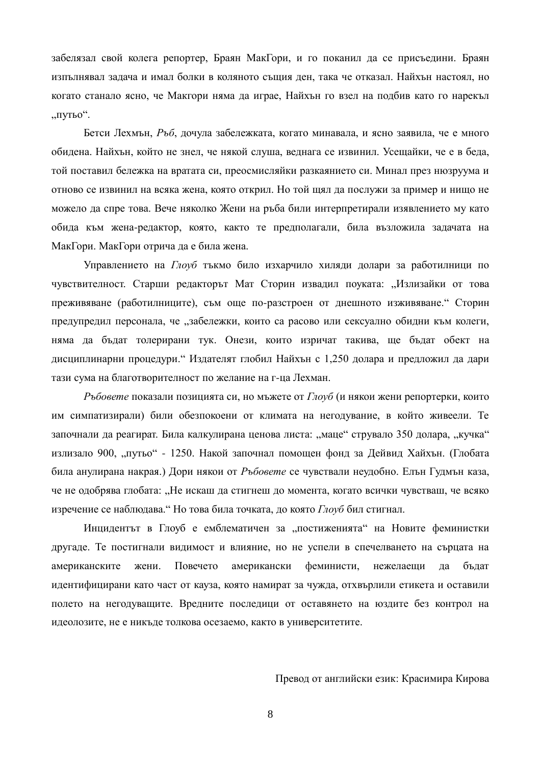забелязал свой колега репортер, Браян МакГори, и го поканил да се присъедини. Браян изпълнявал задача и имал болки в коляното същия ден, така че отказал. Найхън настоял, но когато станало ясно, че Макгори няма да играе, Найхън го взел на подбив като го нарекъл „путьо“.

Бетси Лехмън, *Ръб*, дочула забележката, когато минавала, и ясно заявила, че е много обидена. Найхън, който не знел, че някой слуша, веднага се извинил. Усещайки, че е в беда, той поставил бележка на вратата си, преосмисляйки разкаянието си. Минал през нюзруума и отново се извинил на всяка жена, която открил. Но той щял да послужи за пример и нищо не можело да спре това. Вече няколко Жени на ръба били интерпретирали изявлението му като обида към жена-редактор, която, както те предполагали, била възложила задачата на МакГори. МакГори отрича да е била жена.

Управлението на *Глоуб* тъкмо било изхарчило хиляди долари за работилници по чувствителност. Старши редакторът Мат Сторин извадил поуката: „Излизайки от това преживяване (работилниците), съм още по-разстроен от днешното изживяване.“ Сторин предупредил персонала, че „забележки, които са расово или сексуално обидни към колеги, няма да бъдат толерирани тук. Онези, които изричат такива, ще бъдат обект на дисциплинарни процедури.“ Издателят глобил Найхън с 1,250 долара и предложил да дари тази сума на благотворителност по желание на г-ца Лехман.

*Ръбовете* показали позицията си, но мъжете от *Глоуб* (и някои жени репортерки, които им симпатизирали) били обезпокоени от климата на негодувание, в който живеели. Те започнали да реагират. Била калкулирана ценова листа: „маце“ струвало 350 долара, „кучка“ излизало 900, „путьо“ - 1250. Накой започнал помощен фонд за Дейвид Хайхън. (Глобата била анулирана накрая.) Дори някои от *Ръбовете* се чувствали неудобно. Елън Гудмън каза, че не одобрява глобата: „Не искаш да стигнеш до момента, когато всички чувстваш, че всяко изречение се наблюдава.“ Но това била точката, до която *Глоуб* бил стигнал.

Инцидентът в Глоуб е емблематичен за „постиженията“ на Новите феминистки другаде. Те постигнали видимост и влияние, но не успели в спечелването на сърцата на американските жени. Повечето американски феминисти, нежелаещи да бъдат идентифицирани като част от кауза, която намират за чужда, отхвърлили етикета и оставили полето на негодуващите. Вредните последици от оставянето на юздите без контрол на идеолозите, не е никъде толкова осезаемо, както в университетите.

Превод от английски език: Красимира Кирова